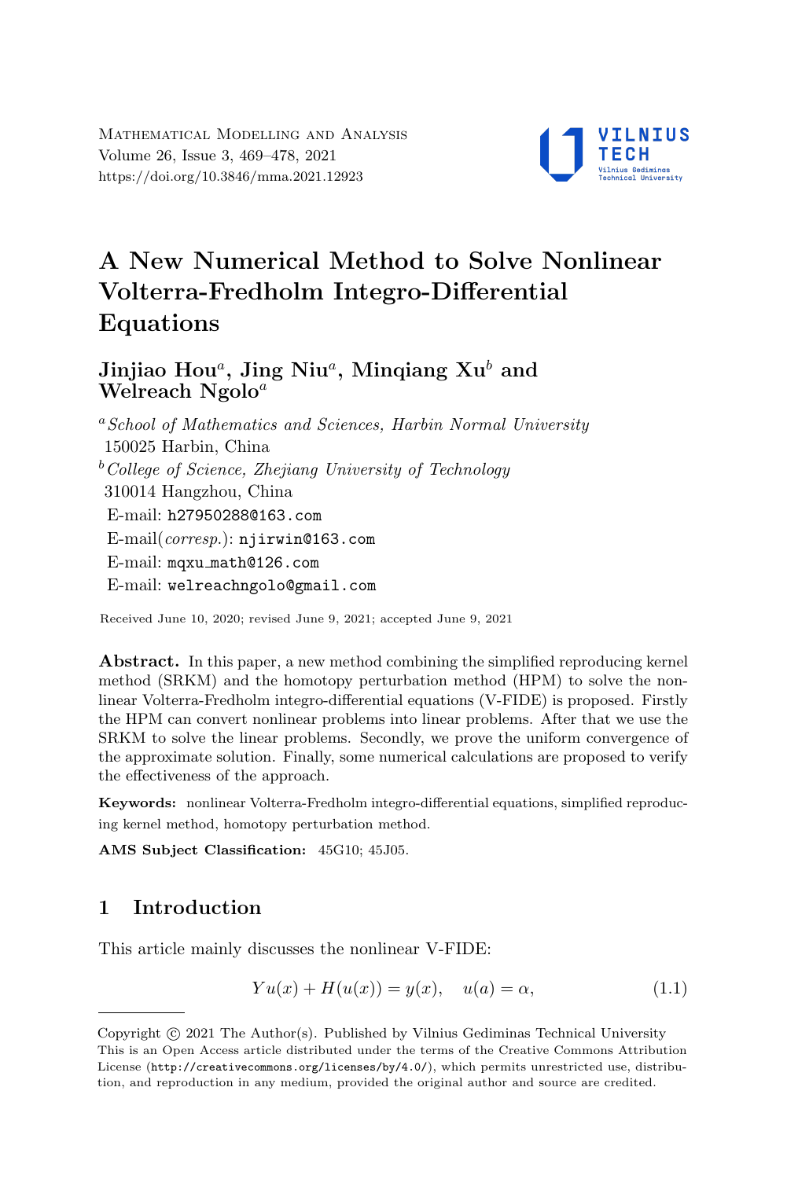# A New Numerical Method to Solve Nonlinear Volterra-Fredholm Integro-Differential Equations

**Jinjiao Hou[a], Jing Niu[a], Minqiang Xu[b] and Welreach Ngolo[a]**

[a] *School of Mathematics and Sciences, Harbin Normal University*
150025 Harbin, China

[b] *College of Science, Zhejiang University of Technology*
310014 Hangzhou, China

E-mail: h27950288@163.com
E-mail(*corresp.*): njirwin@163.com
E-mail: mqxu_math@126.com
E-mail: welreachngolo@gmail.com

Received June 10, 2020; revised June 9, 2021; accepted June 9, 2021

**Abstract.** In this paper, a new method combining the simplified reproducing kernel method (SRKM) and the homotopy perturbation method (HPM) to solve the nonlinear Volterra-Fredholm integro-differential equations (V-FIDE) is proposed. Firstly the HPM can convert nonlinear problems into linear problems. After that we use the SRKM to solve the linear problems. Secondly, we prove the uniform convergence of the approximate solution. Finally, some numerical calculations are proposed to verify the effectiveness of the approach.

**Keywords:** nonlinear Volterra-Fredholm integro-differential equations, simplified reproducing kernel method, homotopy perturbation method.

**AMS Subject Classification:** 45G10; 45J05.

## 1 Introduction

This article mainly discusses the nonlinear V-FIDE:

$$Yu(x) + H(u(x)) = y(x), \quad u(a) = \alpha, \tag{1.1}$$

Copyright © 2021 The Author(s). Published by Vilnius Gediminas Technical University
This is an Open Access article distributed under the terms of the Creative Commons Attribution License (http://creativecommons.org/licenses/by/4.0/), which permits unrestricted use, distribution, and reproduction in any medium, provided the original author and source are credited.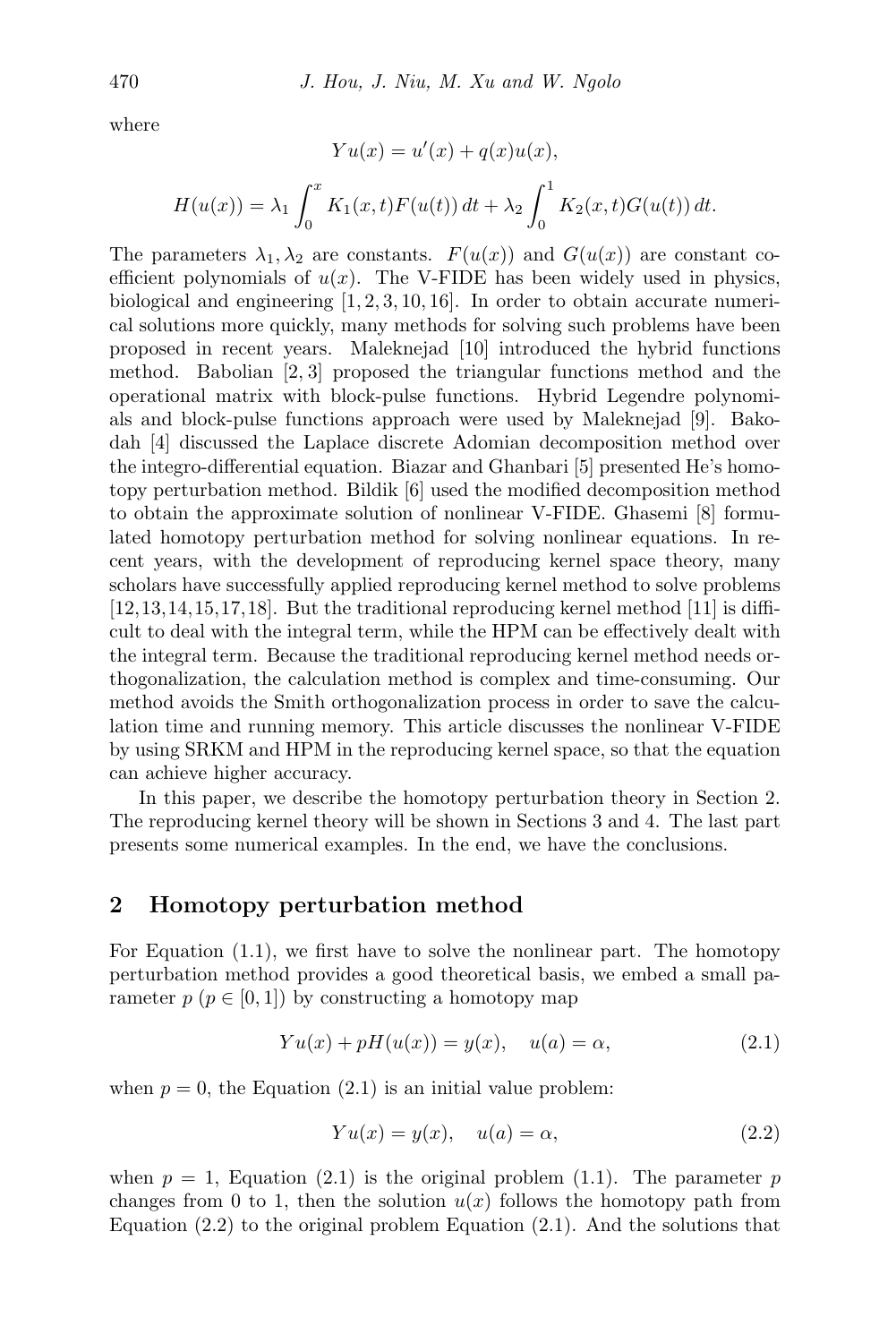where

$$Yu(x) = u'(x) + q(x)u(x),$$

$$H(u(x)) = \lambda_1 \int_0^x K_1(x,t)F(u(t))\,dt + \lambda_2 \int_0^1 K_2(x,t)G(u(t))\,dt.$$

The parameters $\lambda_1, \lambda_2$ are constants. $F(u(x))$ and $G(u(x))$ are constant coefficient polynomials of $u(x)$. The V-FIDE has been widely used in physics, biological and engineering [1, 2, 3, 10, 16]. In order to obtain accurate numerical solutions more quickly, many methods for solving such problems have been proposed in recent years. Maleknejad [10] introduced the hybrid functions method. Babolian [2, 3] proposed the triangular functions method and the operational matrix with block-pulse functions. Hybrid Legendre polynomials and block-pulse functions approach were used by Maleknejad [9]. Bakodah [4] discussed the Laplace discrete Adomian decomposition method over the integro-differential equation. Biazar and Ghanbari [5] presented He's homotopy perturbation method. Bildik [6] used the modified decomposition method to obtain the approximate solution of nonlinear V-FIDE. Ghasemi [8] formulated homotopy perturbation method for solving nonlinear equations. In recent years, with the development of reproducing kernel space theory, many scholars have successfully applied reproducing kernel method to solve problems [12,13,14,15,17,18]. But the traditional reproducing kernel method [11] is difficult to deal with the integral term, while the HPM can be effectively dealt with the integral term. Because the traditional reproducing kernel method needs orthogonalization, the calculation method is complex and time-consuming. Our method avoids the Smith orthogonalization process in order to save the calculation time and running memory. This article discusses the nonlinear V-FIDE by using SRKM and HPM in the reproducing kernel space, so that the equation can achieve higher accuracy.

In this paper, we describe the homotopy perturbation theory in Section 2. The reproducing kernel theory will be shown in Sections 3 and 4. The last part presents some numerical examples. In the end, we have the conclusions.

## 2 Homotopy perturbation method

For Equation (1.1), we first have to solve the nonlinear part. The homotopy perturbation method provides a good theoretical basis, we embed a small parameter $p$ ($p \in [0, 1]$) by constructing a homotopy map

$$Yu(x) + pH(u(x)) = y(x), \quad u(a) = \alpha, \tag{2.1}$$

when $p = 0$, the Equation (2.1) is an initial value problem:

$$Yu(x) = y(x), \quad u(a) = \alpha, \tag{2.2}$$

when $p = 1$, Equation (2.1) is the original problem (1.1). The parameter $p$ changes from 0 to 1, then the solution $u(x)$ follows the homotopy path from Equation (2.2) to the original problem Equation (2.1). And the solutions that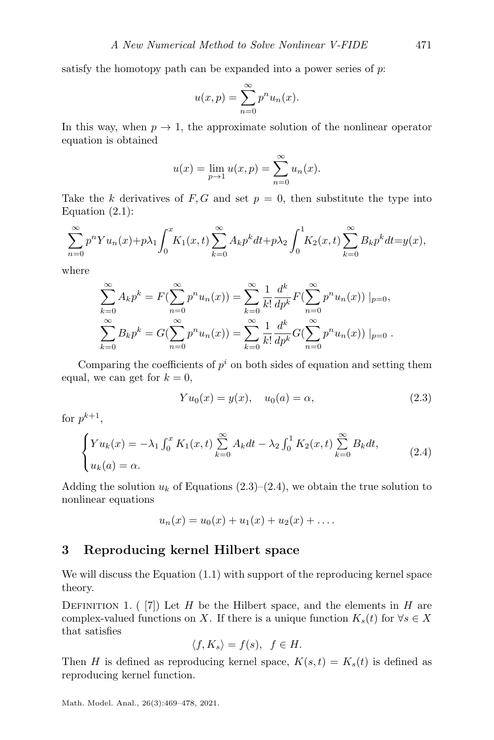satisfy the homotopy path can be expanded into a power series of $p$:

$$u(x,p) = \sum_{n=0}^{\infty} p^n u_n(x).$$

In this way, when $p \to 1$, the approximate solution of the nonlinear operator equation is obtained

$$u(x) = \lim_{p \to 1} u(x,p) = \sum_{n=0}^{\infty} u_n(x).$$

Take the $k$ derivatives of $F, G$ and set $p = 0$, then substitute the type into Equation (2.1):

$$\sum_{n=0}^{\infty} p^n Y u_n(x) + p\lambda_1 \int_0^x K_1(x,t) \sum_{k=0}^{\infty} A_k p^k dt + p\lambda_2 \int_0^1 K_2(x,t) \sum_{k=0}^{\infty} B_k p^k dt = y(x),$$

where

$$\sum_{k=0}^{\infty} A_k p^k = F(\sum_{n=0}^{\infty} p^n u_n(x)) = \sum_{k=0}^{\infty} \frac{1}{k!} \frac{d^k}{dp^k} F(\sum_{n=0}^{\infty} p^n u_n(x)) \mid_{p=0},$$

$$\sum_{k=0}^{\infty} B_k p^k = G(\sum_{n=0}^{\infty} p^n u_n(x)) = \sum_{k=0}^{\infty} \frac{1}{k!} \frac{d^k}{dp^k} G(\sum_{n=0}^{\infty} p^n u_n(x)) \mid_{p=0} .$$

Comparing the coefficients of $p^i$ on both sides of equation and setting them equal, we can get for $k = 0$,

$$Y u_0(x) = y(x), \quad u_0(a) = \alpha, \tag{2.3}$$

for $p^{k+1}$,

$$\begin{cases} Y u_k(x) = -\lambda_1 \int_0^x K_1(x,t) \sum\limits_{k=0}^{\infty} A_k dt - \lambda_2 \int_0^1 K_2(x,t) \sum\limits_{k=0}^{\infty} B_k dt, \\ u_k(a) = \alpha. \end{cases} \tag{2.4}$$

Adding the solution $u_k$ of Equations (2.3)–(2.4), we obtain the true solution to nonlinear equations

$$u_n(x) = u_0(x) + u_1(x) + u_2(x) + \dots .$$

## 3 Reproducing kernel Hilbert space

We will discuss the Equation (1.1) with support of the reproducing kernel space theory.

DEFINITION 1. ( [7]) Let $H$ be the Hilbert space, and the elements in $H$ are complex-valued functions on $X$. If there is a unique function $K_s(t)$ for $\forall s \in X$ that satisfies

$$\langle f, K_s \rangle = f(s), \quad f \in H.$$

Then $H$ is defined as reproducing kernel space, $K(s,t) = K_s(t)$ is defined as reproducing kernel function.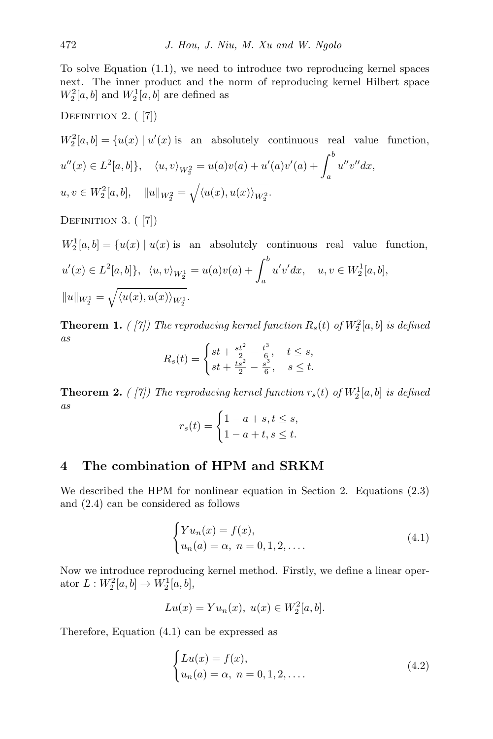To solve Equation (1.1), we need to introduce two reproducing kernel spaces next. The inner product and the norm of reproducing kernel Hilbert space $W_2^2[a,b]$ and $W_2^1[a,b]$ are defined as

Definition 2. ( [7])

$W_2^2[a,b] = \{u(x) \mid u'(x)$ is an absolutely continuous real value function, $u''(x) \in L^2[a,b]\}$, $\langle u, v \rangle_{W_2^2} = u(a)v(a) + u'(a)v'(a) + \int_a^b u''v''dx$, $u, v \in W_2^2[a,b]$, $\|u\|_{W_2^2} = \sqrt{\langle u(x), u(x) \rangle_{W_2^2}}$.

Definition 3. ( [7])

$W_2^1[a,b] = \{u(x) \mid u(x)$ is an absolutely continuous real value function, $u'(x) \in L^2[a,b]\}$, $\langle u, v \rangle_{W_2^1} = u(a)v(a) + \int_a^b u'v'dx$, $u, v \in W_2^1[a,b]$, $\|u\|_{W_2^1} = \sqrt{\langle u(x), u(x) \rangle_{W_2^1}}$.

**Theorem 1.** *( [7]) The reproducing kernel function $R_s(t)$ of $W_2^2[a,b]$ is defined as*

$$R_s(t) = \begin{cases} st + \frac{st^2}{2} - \frac{t^3}{6}, & t \leq s, \\ st + \frac{ts^2}{2} - \frac{s^3}{6}, & s \leq t. \end{cases}$$

**Theorem 2.** *( [7]) The reproducing kernel function $r_s(t)$ of $W_2^1[a,b]$ is defined as*

$$r_s(t) = \begin{cases} 1 - a + s, t \leq s, \\ 1 - a + t, s \leq t. \end{cases}$$

## 4 The combination of HPM and SRKM

We described the HPM for nonlinear equation in Section 2. Equations (2.3) and (2.4) can be considered as follows

$$\begin{cases} Yu_n(x) = f(x), \\ u_n(a) = \alpha, \ n = 0, 1, 2, \ldots. \end{cases} \tag{4.1}$$

Now we introduce reproducing kernel method. Firstly, we define a linear operator $L : W_2^2[a,b] \to W_2^1[a,b]$,

$$Lu(x) = Yu_n(x), \ u(x) \in W_2^2[a,b].$$

Therefore, Equation (4.1) can be expressed as

$$\begin{cases} Lu(x) = f(x), \\ u_n(a) = \alpha, \ n = 0, 1, 2, \ldots. \end{cases} \tag{4.2}$$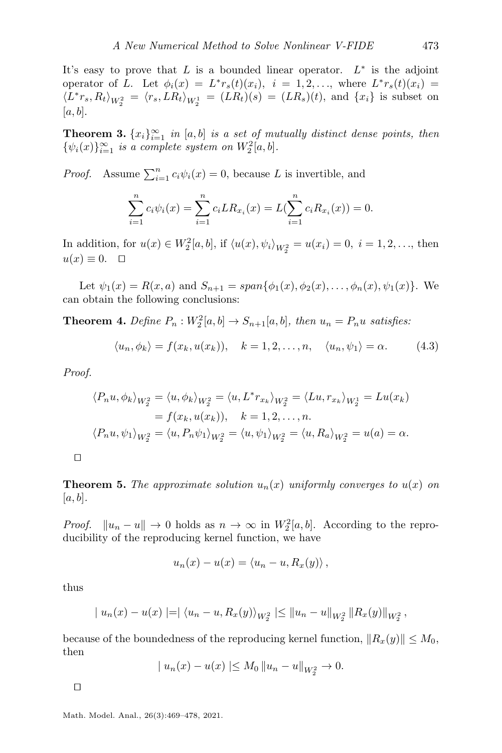It's easy to prove that $L$ is a bounded linear operator. $L^*$ is the adjoint operator of $L$. Let $\phi_i(x) = L^* r_s(t)(x_i),\ i = 1, 2, \ldots$, where $L^* r_s(t)(x_i) = \langle L^* r_s, R_t \rangle_{W_2^2} = \langle r_s, LR_t \rangle_{W_2^1} = (LR_t)(s) = (LR_s)(t)$, and $\{x_i\}$ is subset on $[a, b]$.

**Theorem 3.** *$\{x_i\}_{i=1}^{\infty}$ in $[a, b]$ is a set of mutually distinct dense points, then $\{\psi_i(x)\}_{i=1}^{\infty}$ is a complete system on $W_2^2[a, b]$.*

*Proof.* Assume $\sum_{i=1}^{n} c_i \psi_i(x) = 0$, because $L$ is invertible, and

$$\sum_{i=1}^{n} c_i \psi_i(x) = \sum_{i=1}^{n} c_i L R_{x_i}(x) = L(\sum_{i=1}^{n} c_i R_{x_i}(x)) = 0.$$

In addition, for $u(x) \in W_2^2[a, b]$, if $\langle u(x), \psi_i \rangle_{W_2^2} = u(x_i) = 0,\ i = 1, 2, \ldots$, then $u(x) \equiv 0$. $\square$

Let $\psi_1(x) = R(x, a)$ and $S_{n+1} = span\{\phi_1(x), \phi_2(x), \ldots, \phi_n(x), \psi_1(x)\}$. We can obtain the following conclusions:

**Theorem 4.** *Define $P_n : W_2^2[a, b] \to S_{n+1}[a, b]$, then $u_n = P_n u$ satisfies:*

$$\langle u_n, \phi_k \rangle = f(x_k, u(x_k)), \quad k = 1, 2, \ldots, n, \quad \langle u_n, \psi_1 \rangle = \alpha. \tag{4.3}$$

*Proof.*

$$\begin{aligned}
\langle P_n u, \phi_k \rangle_{W_2^2} &= \langle u, \phi_k \rangle_{W_2^2} = \langle u, L^* r_{x_k} \rangle_{W_2^2} = \langle Lu, r_{x_k} \rangle_{W_2^1} = Lu(x_k) \\
&= f(x_k, u(x_k)), \quad k = 1, 2, \ldots, n. \\
\langle P_n u, \psi_1 \rangle_{W_2^2} &= \langle u, P_n \psi_1 \rangle_{W_2^2} = \langle u, \psi_1 \rangle_{W_2^2} = \langle u, R_a \rangle_{W_2^2} = u(a) = \alpha.
\end{aligned}$$

$\square$

**Theorem 5.** *The approximate solution $u_n(x)$ uniformly converges to $u(x)$ on $[a, b]$.*

*Proof.* $\|u_n - u\| \to 0$ holds as $n \to \infty$ in $W_2^2[a, b]$. According to the reproducibility of the reproducing kernel function, we have

$$u_n(x) - u(x) = \langle u_n - u, R_x(y) \rangle,$$

thus

$$| u_n(x) - u(x) | = | \langle u_n - u, R_x(y) \rangle_{W_2^2} | \leq \|u_n - u\|_{W_2^2} \|R_x(y)\|_{W_2^2},$$

because of the boundedness of the reproducing kernel function, $\|R_x(y)\| \leq M_0$, then

$$| u_n(x) - u(x) | \leq M_0 \|u_n - u\|_{W_2^2} \to 0.$$

$\square$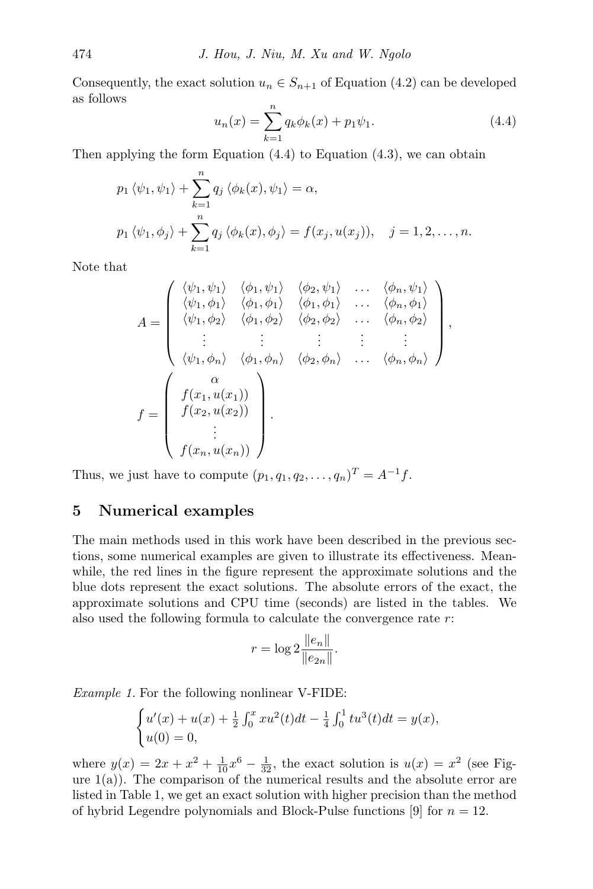Consequently, the exact solution $u_n \in S_{n+1}$ of Equation (4.2) can be developed as follows

$$u_n(x) = \sum_{k=1}^{n} q_k \phi_k(x) + p_1 \psi_1. \tag{4.4}$$

Then applying the form Equation (4.4) to Equation (4.3), we can obtain

$$p_1 \langle \psi_1, \psi_1 \rangle + \sum_{k=1}^{n} q_j \langle \phi_k(x), \psi_1 \rangle = \alpha,$$

$$p_1 \langle \psi_1, \phi_j \rangle + \sum_{k=1}^{n} q_j \langle \phi_k(x), \phi_j \rangle = f(x_j, u(x_j)), \quad j = 1, 2, \ldots, n.$$

Note that

$$A = \begin{pmatrix} \langle \psi_1, \psi_1 \rangle & \langle \phi_1, \psi_1 \rangle & \langle \phi_2, \psi_1 \rangle & \ldots & \langle \phi_n, \psi_1 \rangle \\ \langle \psi_1, \phi_1 \rangle & \langle \phi_1, \phi_1 \rangle & \langle \phi_1, \phi_1 \rangle & \ldots & \langle \phi_n, \phi_1 \rangle \\ \langle \psi_1, \phi_2 \rangle & \langle \phi_1, \phi_2 \rangle & \langle \phi_2, \phi_2 \rangle & \ldots & \langle \phi_n, \phi_2 \rangle \\ \vdots & \vdots & \vdots & \vdots & \vdots \\ \langle \psi_1, \phi_n \rangle & \langle \phi_1, \phi_n \rangle & \langle \phi_2, \phi_n \rangle & \ldots & \langle \phi_n, \phi_n \rangle \end{pmatrix},$$

$$f = \begin{pmatrix} \alpha \\ f(x_1, u(x_1)) \\ f(x_2, u(x_2)) \\ \vdots \\ f(x_n, u(x_n)) \end{pmatrix}.$$

Thus, we just have to compute $(p_1, q_1, q_2, \ldots, q_n)^T = A^{-1} f$.

## 5 Numerical examples

The main methods used in this work have been described in the previous sections, some numerical examples are given to illustrate its effectiveness. Meanwhile, the red lines in the figure represent the approximate solutions and the blue dots represent the exact solutions. The absolute errors of the exact, the approximate solutions and CPU time (seconds) are listed in the tables. We also used the following formula to calculate the convergence rate $r$:

$$r = \log 2 \frac{\|e_n\|}{\|e_{2n}\|}.$$

*Example 1.* For the following nonlinear V-FIDE:

$$\begin{cases} u'(x) + u(x) + \frac{1}{2}\int_0^x x u^2(t)dt - \frac{1}{4}\int_0^1 t u^3(t)dt = y(x), \\ u(0) = 0, \end{cases}$$

where $y(x) = 2x + x^2 + \frac{1}{10}x^6 - \frac{1}{32}$, the exact solution is $u(x) = x^2$ (see Figure 1(a)). The comparison of the numerical results and the absolute error are listed in Table 1, we get an exact solution with higher precision than the method of hybrid Legendre polynomials and Block-Pulse functions [9] for $n = 12$.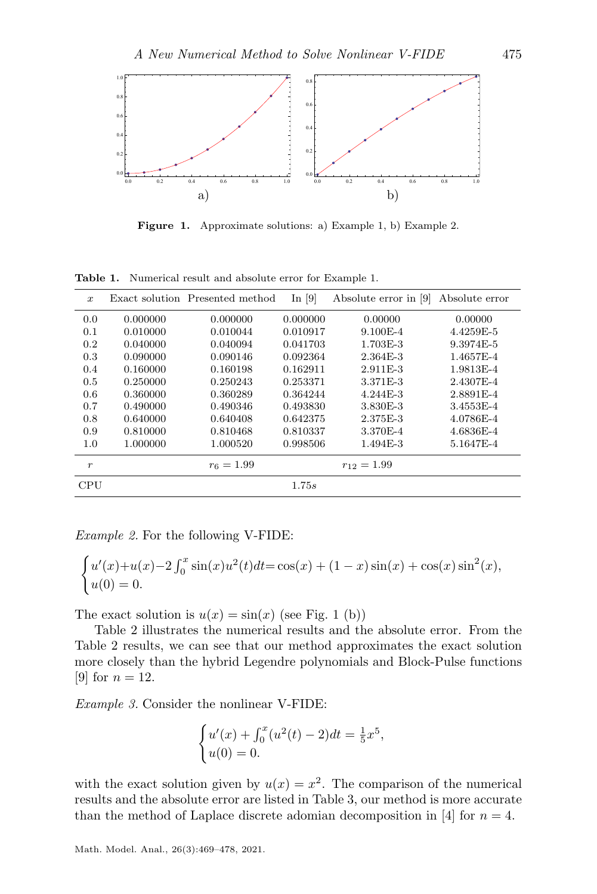Figure 1. Approximate solutions: a) Example 1, b) Example 2.

Table 1. Numerical result and absolute error for Example 1.

| $x$ | Exact solution | Presented method | In [9] | Absolute error in [9] | Absolute error |
|---|---|---|---|---|---|
| 0.0 | 0.000000 | 0.000000 | 0.000000 | 0.00000 | 0.00000 |
| 0.1 | 0.010000 | 0.010044 | 0.010917 | 9.100E-4 | 4.4259E-5 |
| 0.2 | 0.040000 | 0.040094 | 0.041703 | 1.703E-3 | 9.3974E-5 |
| 0.3 | 0.090000 | 0.090146 | 0.092364 | 2.364E-3 | 1.4657E-4 |
| 0.4 | 0.160000 | 0.160198 | 0.162911 | 2.911E-3 | 1.9813E-4 |
| 0.5 | 0.250000 | 0.250243 | 0.253371 | 3.371E-3 | 2.4307E-4 |
| 0.6 | 0.360000 | 0.360289 | 0.364244 | 4.244E-3 | 2.8891E-4 |
| 0.7 | 0.490000 | 0.490346 | 0.493830 | 3.830E-3 | 3.4553E-4 |
| 0.8 | 0.640000 | 0.640408 | 0.642375 | 2.375E-3 | 4.0786E-4 |
| 0.9 | 0.810000 | 0.810468 | 0.810337 | 3.370E-4 | 4.6836E-4 |
| 1.0 | 1.000000 | 1.000520 | 0.998506 | 1.494E-3 | 5.1647E-4 |
| $r$ | | $r_6 = 1.99$ | | $r_{12} = 1.99$ | |
| CPU | | | $1.75s$ | | |

*Example 2.* For the following V-FIDE:

$$\begin{cases} u'(x)+u(x)-2\int_0^x \sin(x)u^2(t)dt=\cos(x) + (1-x)\sin(x) + \cos(x)\sin^2(x), \\ u(0) = 0. \end{cases}$$

The exact solution is $u(x) = \sin(x)$ (see Fig. 1 (b))

Table 2 illustrates the numerical results and the absolute error. From the Table 2 results, we can see that our method approximates the exact solution more closely than the hybrid Legendre polynomials and Block-Pulse functions [9] for $n = 12$.

*Example 3.* Consider the nonlinear V-FIDE:

$$\begin{cases} u'(x) + \int_0^x (u^2(t) - 2)dt = \frac{1}{5}x^5, \\ u(0) = 0. \end{cases}$$

with the exact solution given by $u(x) = x^2$. The comparison of the numerical results and the absolute error are listed in Table 3, our method is more accurate than the method of Laplace discrete adomian decomposition in [4] for $n = 4$.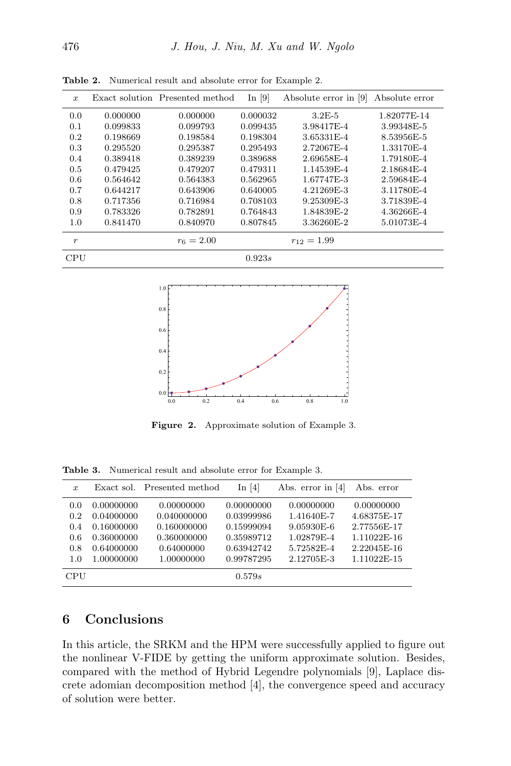**Table 2.** Numerical result and absolute error for Example 2.

| $x$ | Exact solution | Presented method | In [9] | Absolute error in [9] | Absolute error |
|---|---|---|---|---|---|
| 0.0 | 0.000000 | 0.000000 | 0.000032 | 3.2E-5 | 1.82077E-14 |
| 0.1 | 0.099833 | 0.099793 | 0.099435 | 3.98417E-4 | 3.99348E-5 |
| 0.2 | 0.198669 | 0.198584 | 0.198304 | 3.65331E-4 | 8.53956E-5 |
| 0.3 | 0.295520 | 0.295387 | 0.295493 | 2.72067E-4 | 1.33170E-4 |
| 0.4 | 0.389418 | 0.389239 | 0.389688 | 2.69658E-4 | 1.79180E-4 |
| 0.5 | 0.479425 | 0.479207 | 0.479311 | 1.14539E-4 | 2.18684E-4 |
| 0.6 | 0.564642 | 0.564383 | 0.562965 | 1.67747E-3 | 2.59684E-4 |
| 0.7 | 0.644217 | 0.643906 | 0.640005 | 4.21269E-3 | 3.11780E-4 |
| 0.8 | 0.717356 | 0.716984 | 0.708103 | 9.25309E-3 | 3.71839E-4 |
| 0.9 | 0.783326 | 0.782891 | 0.764843 | 1.84839E-2 | 4.36266E-4 |
| 1.0 | 0.841470 | 0.840970 | 0.807845 | 3.36260E-2 | 5.01073E-4 |
| $r$ | | $r_6 = 2.00$ | | $r_{12} = 1.99$ | |
| CPU | | | $0.923s$ | | |

**Figure 2.** Approximate solution of Example 3.

**Table 3.** Numerical result and absolute error for Example 3.

| $x$ | Exact sol. | Presented method | In [4] | Abs. error in [4] | Abs. error |
|---|---|---|---|---|---|
| 0.0 | 0.00000000 | 0.00000000 | 0.00000000 | 0.00000000 | 0.00000000 |
| 0.2 | 0.04000000 | 0.040000000 | 0.03999986 | 1.41640E-7 | 4.68375E-17 |
| 0.4 | 0.16000000 | 0.160000000 | 0.15999094 | 9.05930E-6 | 2.77556E-17 |
| 0.6 | 0.36000000 | 0.360000000 | 0.35989712 | 1.02879E-4 | 1.11022E-16 |
| 0.8 | 0.64000000 | 0.64000000 | 0.63942742 | 5.72582E-4 | 2.22045E-16 |
| 1.0 | 1.00000000 | 1.00000000 | 0.99787295 | 2.12705E-3 | 1.11022E-15 |
| CPU | | | $0.579s$ | | |

## 6 Conclusions

In this article, the SRKM and the HPM were successfully applied to figure out the nonlinear V-FIDE by getting the uniform approximate solution. Besides, compared with the method of Hybrid Legendre polynomials [9], Laplace discrete adomian decomposition method [4], the convergence speed and accuracy of solution were better.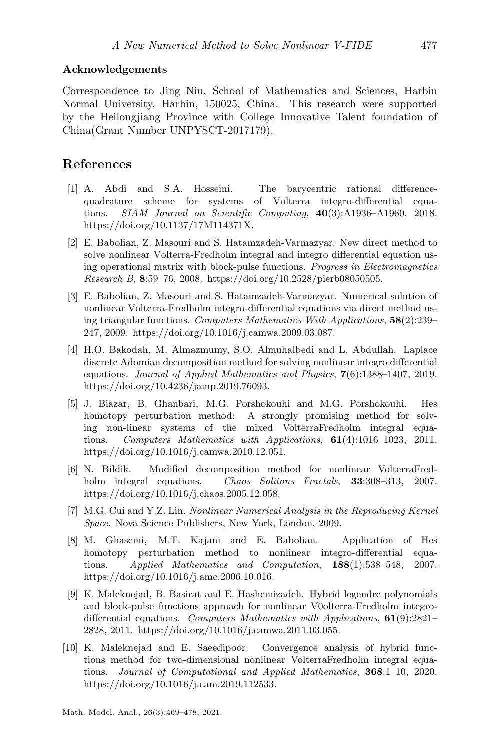#### Acknowledgements

Correspondence to Jing Niu, School of Mathematics and Sciences, Harbin Normal University, Harbin, 150025, China. This research were supported by the Heilongjiang Province with College Innovative Talent foundation of China(Grant Number UNPYSCT-2017179).

## References

[1] A. Abdi and S.A. Hosseini. The barycentric rational difference-quadrature scheme for systems of Volterra integro-differential equations. *SIAM Journal on Scientific Computing*, **40**(3):A1936–A1960, 2018. https://doi.org/10.1137/17M114371X.

[2] E. Babolian, Z. Masouri and S. Hatamzadeh-Varmazyar. New direct method to solve nonlinear Volterra-Fredholm integral and integro differential equation using operational matrix with block-pulse functions. *Progress in Electromagnetics Research B*, **8**:59–76, 2008. https://doi.org/10.2528/pierb08050505.

[3] E. Babolian, Z. Masouri and S. Hatamzadeh-Varmazyar. Numerical solution of nonlinear Volterra-Fredholm integro-differential equations via direct method using triangular functions. *Computers Mathematics With Applications*, **58**(2):239–247, 2009. https://doi.org/10.1016/j.camwa.2009.03.087.

[4] H.O. Bakodah, M. Almazmumy, S.O. Almuhalbedi and L. Abdullah. Laplace discrete Adomian decomposition method for solving nonlinear integro differential equations. *Journal of Applied Mathematics and Physics*, **7**(6):1388–1407, 2019. https://doi.org/10.4236/jamp.2019.76093.

[5] J. Biazar, B. Ghanbari, M.G. Porshokouhi and M.G. Porshokouhi. Hes homotopy perturbation method: A strongly promising method for solving non-linear systems of the mixed VolterraFredholm integral equations. *Computers Mathematics with Applications*, **61**(4):1016–1023, 2011. https://doi.org/10.1016/j.camwa.2010.12.051.

[6] N. Bildik. Modified decomposition method for nonlinear VolterraFredholm integral equations. *Chaos Solitons Fractals*, **33**:308–313, 2007. https://doi.org/10.1016/j.chaos.2005.12.058.

[7] M.G. Cui and Y.Z. Lin. *Nonlinear Numerical Analysis in the Reproducing Kernel Space*. Nova Science Publishers, New York, London, 2009.

[8] M. Ghasemi, M.T. Kajani and E. Babolian. Application of Hes homotopy perturbation method to nonlinear integro-differential equations. *Applied Mathematics and Computation*, **188**(1):538–548, 2007. https://doi.org/10.1016/j.amc.2006.10.016.

[9] K. Maleknejad, B. Basirat and E. Hashemizadeh. Hybrid legendre polynomials and block-pulse functions approach for nonlinear V0olterra-Fredholm integro-differential equations. *Computers Mathematics with Applications*, **61**(9):2821–2828, 2011. https://doi.org/10.1016/j.camwa.2011.03.055.

[10] K. Maleknejad and E. Saeedipoor. Convergence analysis of hybrid functions method for two-dimensional nonlinear VolterraFredholm integral equations. *Journal of Computational and Applied Mathematics*, **368**:1–10, 2020. https://doi.org/10.1016/j.cam.2019.112533.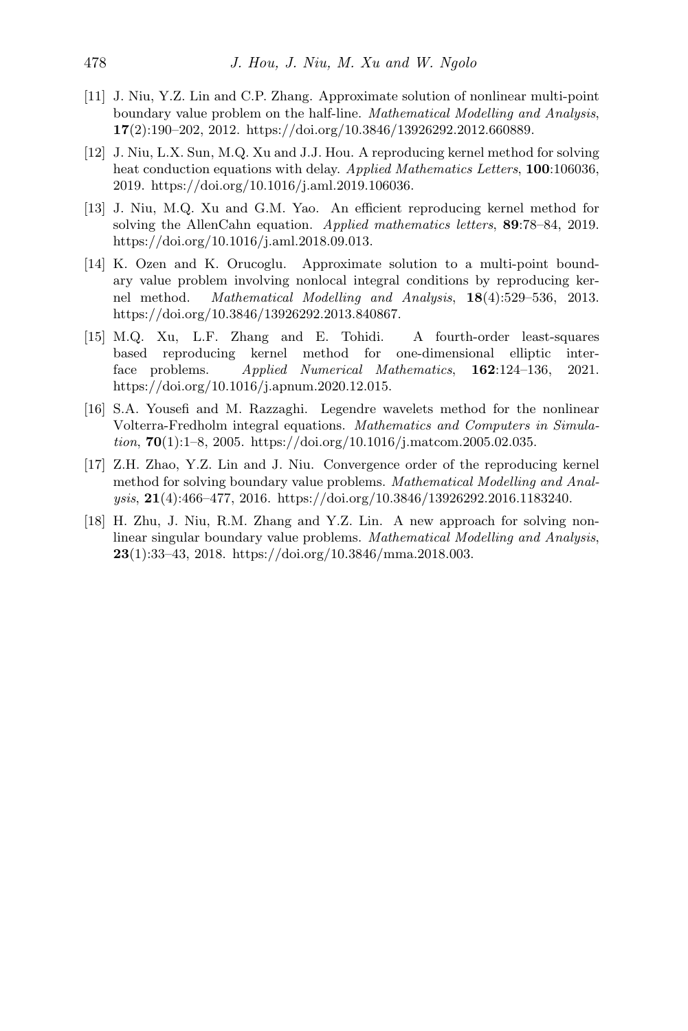[11] J. Niu, Y.Z. Lin and C.P. Zhang. Approximate solution of nonlinear multi-point boundary value problem on the half-line. *Mathematical Modelling and Analysis*, **17**(2):190–202, 2012. https://doi.org/10.3846/13926292.2012.660889.

[12] J. Niu, L.X. Sun, M.Q. Xu and J.J. Hou. A reproducing kernel method for solving heat conduction equations with delay. *Applied Mathematics Letters*, **100**:106036, 2019. https://doi.org/10.1016/j.aml.2019.106036.

[13] J. Niu, M.Q. Xu and G.M. Yao. An efficient reproducing kernel method for solving the AllenCahn equation. *Applied mathematics letters*, **89**:78–84, 2019. https://doi.org/10.1016/j.aml.2018.09.013.

[14] K. Ozen and K. Orucoglu. Approximate solution to a multi-point boundary value problem involving nonlocal integral conditions by reproducing kernel method. *Mathematical Modelling and Analysis*, **18**(4):529–536, 2013. https://doi.org/10.3846/13926292.2013.840867.

[15] M.Q. Xu, L.F. Zhang and E. Tohidi. A fourth-order least-squares based reproducing kernel method for one-dimensional elliptic interface problems. *Applied Numerical Mathematics*, **162**:124–136, 2021. https://doi.org/10.1016/j.apnum.2020.12.015.

[16] S.A. Yousefi and M. Razzaghi. Legendre wavelets method for the nonlinear Volterra-Fredholm integral equations. *Mathematics and Computers in Simulation*, **70**(1):1–8, 2005. https://doi.org/10.1016/j.matcom.2005.02.035.

[17] Z.H. Zhao, Y.Z. Lin and J. Niu. Convergence order of the reproducing kernel method for solving boundary value problems. *Mathematical Modelling and Analysis*, **21**(4):466–477, 2016. https://doi.org/10.3846/13926292.2016.1183240.

[18] H. Zhu, J. Niu, R.M. Zhang and Y.Z. Lin. A new approach for solving nonlinear singular boundary value problems. *Mathematical Modelling and Analysis*, **23**(1):33–43, 2018. https://doi.org/10.3846/mma.2018.003.